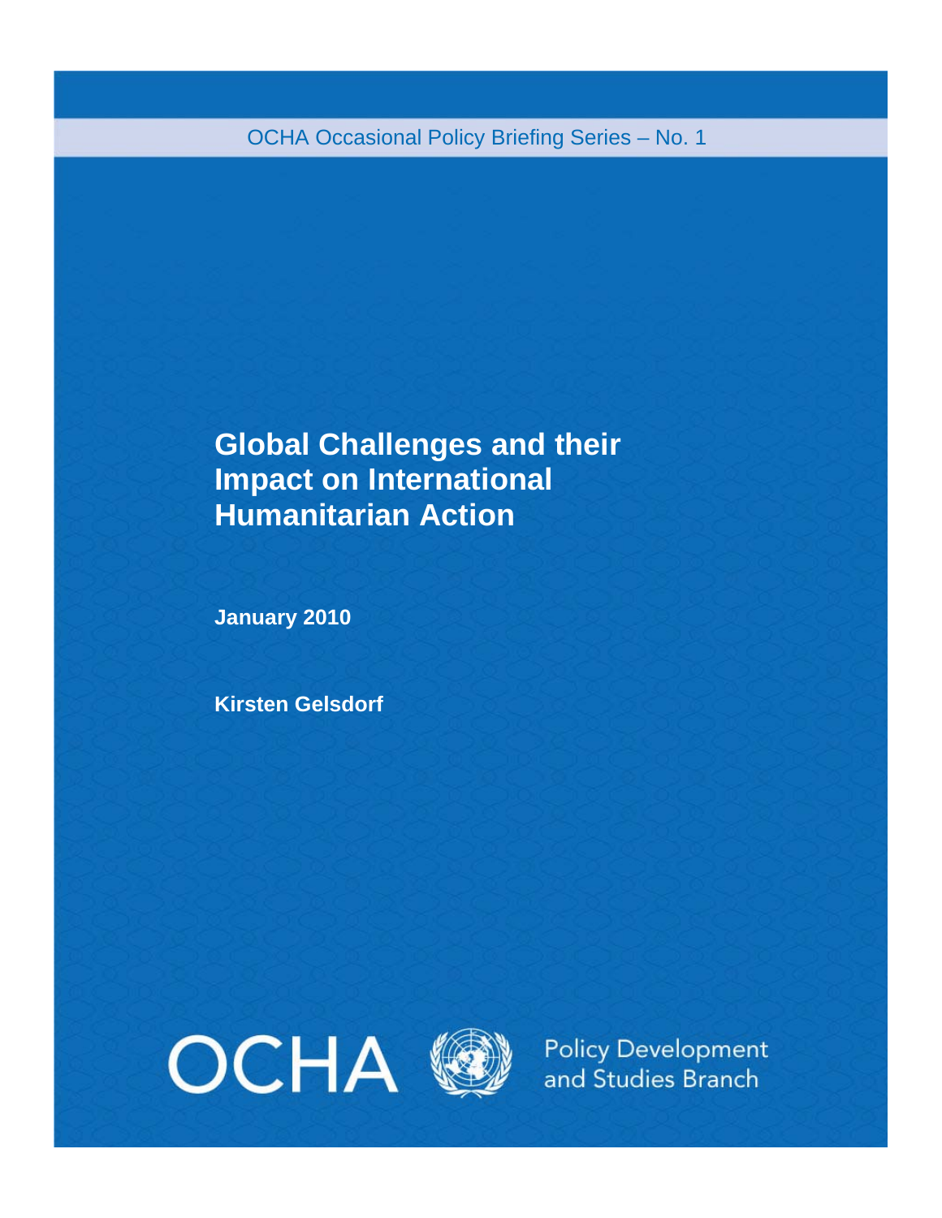OCHA Occasional Policy Briefing Series – No. 1

# Global Challenges and their Impact on International Humanitarian Action

**January 2010**

**Kirsten Gelsdorf**

OCHA

Policy Development and Studies Branch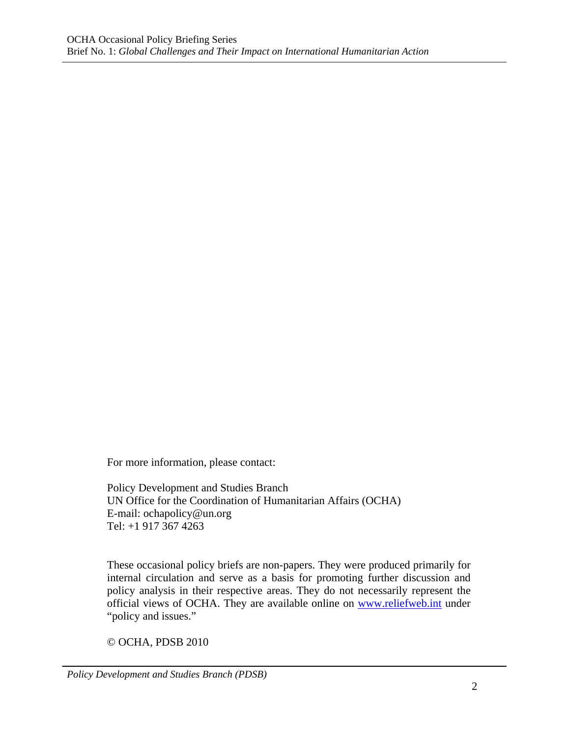For more information, please contact:

Policy Development and Studies Branch
UN Office for the Coordination of Humanitarian Affairs (OCHA)
E-mail: ochapolicy@un.org
Tel: +1 917 367 4263

These occasional policy briefs are non-papers. They were produced primarily for internal circulation and serve as a basis for promoting further discussion and policy analysis in their respective areas. They do not necessarily represent the official views of OCHA. They are available online on www.reliefweb.int under "policy and issues."

© OCHA, PDSB 2010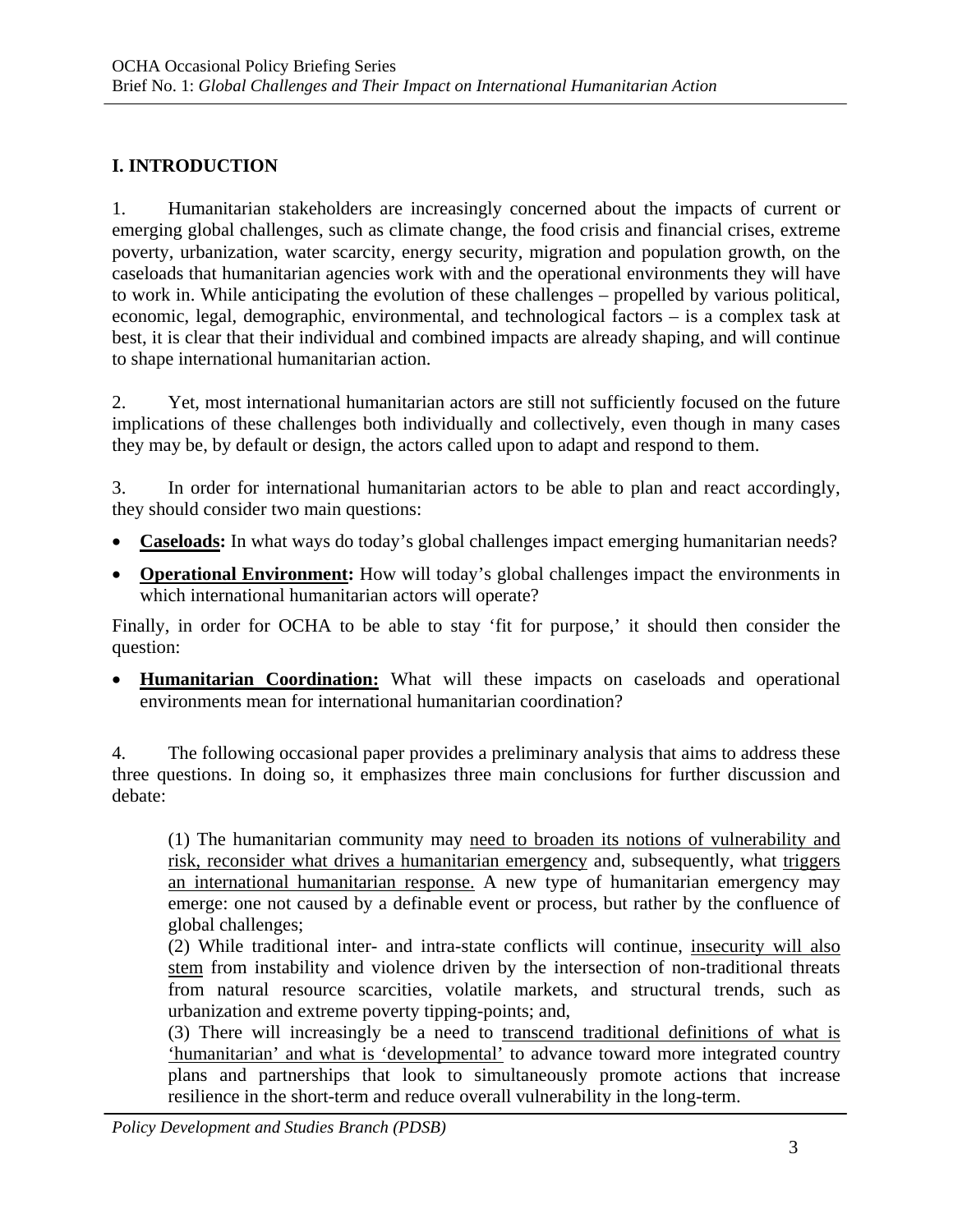## I. INTRODUCTION

1. Humanitarian stakeholders are increasingly concerned about the impacts of current or emerging global challenges, such as climate change, the food crisis and financial crises, extreme poverty, urbanization, water scarcity, energy security, migration and population growth, on the caseloads that humanitarian agencies work with and the operational environments they will have to work in. While anticipating the evolution of these challenges – propelled by various political, economic, legal, demographic, environmental, and technological factors – is a complex task at best, it is clear that their individual and combined impacts are already shaping, and will continue to shape international humanitarian action.

2. Yet, most international humanitarian actors are still not sufficiently focused on the future implications of these challenges both individually and collectively, even though in many cases they may be, by default or design, the actors called upon to adapt and respond to them.

3. In order for international humanitarian actors to be able to plan and react accordingly, they should consider two main questions:

- **Caseloads:** In what ways do today's global challenges impact emerging humanitarian needs?
- **Operational Environment:** How will today's global challenges impact the environments in which international humanitarian actors will operate?

Finally, in order for OCHA to be able to stay 'fit for purpose,' it should then consider the question:

- **Humanitarian Coordination:** What will these impacts on caseloads and operational environments mean for international humanitarian coordination?

4. The following occasional paper provides a preliminary analysis that aims to address these three questions. In doing so, it emphasizes three main conclusions for further discussion and debate:

> (1) The humanitarian community may need to broaden its notions of vulnerability and risk, reconsider what drives a humanitarian emergency and, subsequently, what triggers an international humanitarian response. A new type of humanitarian emergency may emerge: one not caused by a definable event or process, but rather by the confluence of global challenges;
>
> (2) While traditional inter- and intra-state conflicts will continue, insecurity will also stem from instability and violence driven by the intersection of non-traditional threats from natural resource scarcities, volatile markets, and structural trends, such as urbanization and extreme poverty tipping-points; and,
>
> (3) There will increasingly be a need to transcend traditional definitions of what is 'humanitarian' and what is 'developmental' to advance toward more integrated country plans and partnerships that look to simultaneously promote actions that increase resilience in the short-term and reduce overall vulnerability in the long-term.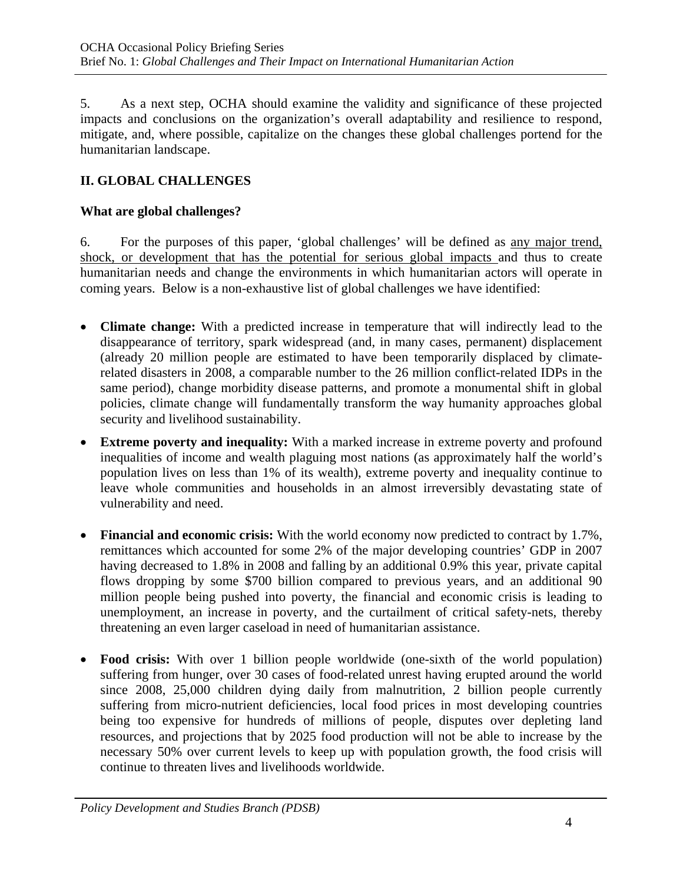5. As a next step, OCHA should examine the validity and significance of these projected impacts and conclusions on the organization's overall adaptability and resilience to respond, mitigate, and, where possible, capitalize on the changes these global challenges portend for the humanitarian landscape.

## II. GLOBAL CHALLENGES

### What are global challenges?

6. For the purposes of this paper, 'global challenges' will be defined as <u>any major trend, shock, or development that has the potential for serious global impacts</u> and thus to create humanitarian needs and change the environments in which humanitarian actors will operate in coming years. Below is a non-exhaustive list of global challenges we have identified:

- **Climate change:** With a predicted increase in temperature that will indirectly lead to the disappearance of territory, spark widespread (and, in many cases, permanent) displacement (already 20 million people are estimated to have been temporarily displaced by climate-related disasters in 2008, a comparable number to the 26 million conflict-related IDPs in the same period), change morbidity disease patterns, and promote a monumental shift in global policies, climate change will fundamentally transform the way humanity approaches global security and livelihood sustainability.

- **Extreme poverty and inequality:** With a marked increase in extreme poverty and profound inequalities of income and wealth plaguing most nations (as approximately half the world's population lives on less than 1% of its wealth), extreme poverty and inequality continue to leave whole communities and households in an almost irreversibly devastating state of vulnerability and need.

- **Financial and economic crisis:** With the world economy now predicted to contract by 1.7%, remittances which accounted for some 2% of the major developing countries' GDP in 2007 having decreased to 1.8% in 2008 and falling by an additional 0.9% this year, private capital flows dropping by some $700 billion compared to previous years, and an additional 90 million people being pushed into poverty, the financial and economic crisis is leading to unemployment, an increase in poverty, and the curtailment of critical safety-nets, thereby threatening an even larger caseload in need of humanitarian assistance.

- **Food crisis:** With over 1 billion people worldwide (one-sixth of the world population) suffering from hunger, over 30 cases of food-related unrest having erupted around the world since 2008, 25,000 children dying daily from malnutrition, 2 billion people currently suffering from micro-nutrient deficiencies, local food prices in most developing countries being too expensive for hundreds of millions of people, disputes over depleting land resources, and projections that by 2025 food production will not be able to increase by the necessary 50% over current levels to keep up with population growth, the food crisis will continue to threaten lives and livelihoods worldwide.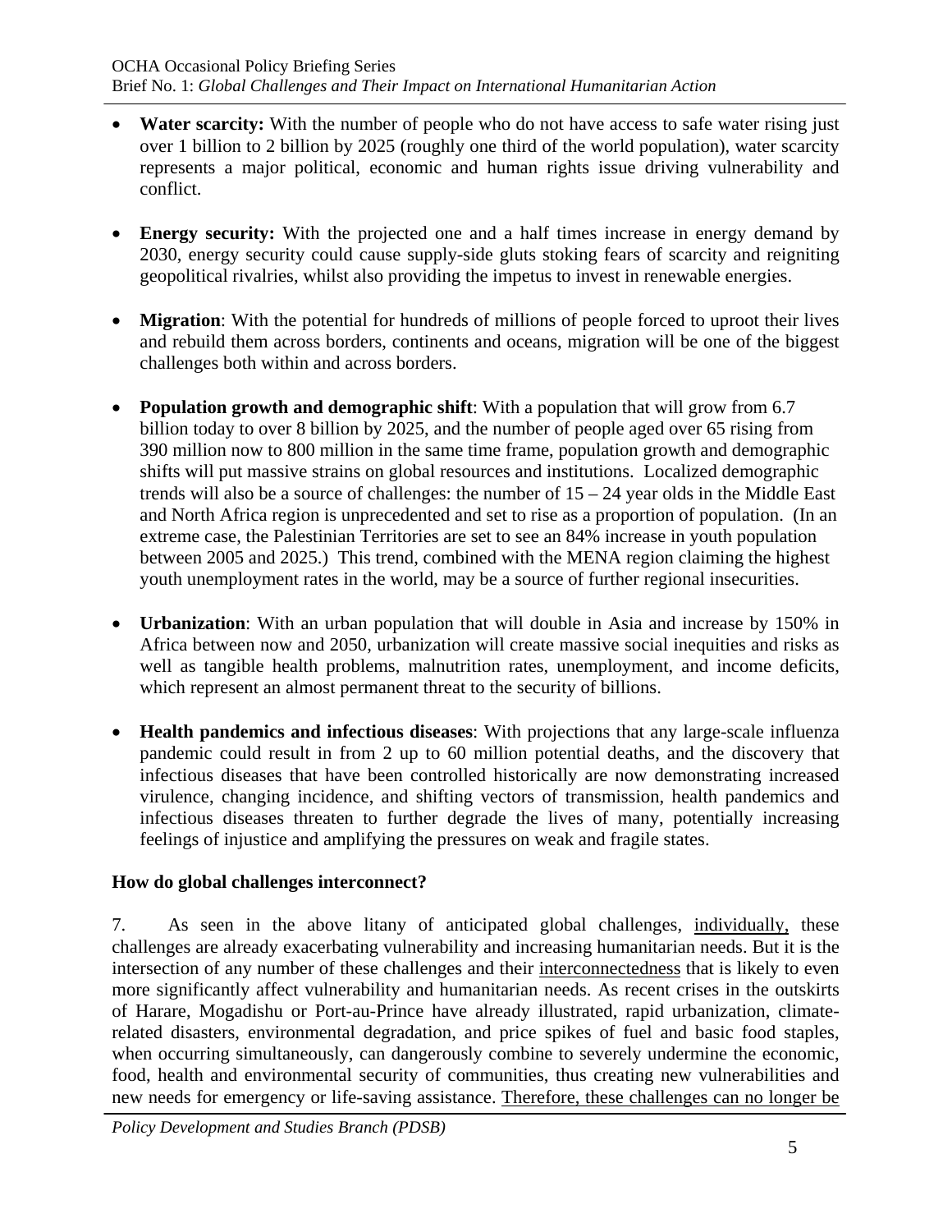- **Water scarcity:** With the number of people who do not have access to safe water rising just over 1 billion to 2 billion by 2025 (roughly one third of the world population), water scarcity represents a major political, economic and human rights issue driving vulnerability and conflict.

- **Energy security:** With the projected one and a half times increase in energy demand by 2030, energy security could cause supply-side gluts stoking fears of scarcity and reigniting geopolitical rivalries, whilst also providing the impetus to invest in renewable energies.

- **Migration**: With the potential for hundreds of millions of people forced to uproot their lives and rebuild them across borders, continents and oceans, migration will be one of the biggest challenges both within and across borders.

- **Population growth and demographic shift**: With a population that will grow from 6.7 billion today to over 8 billion by 2025, and the number of people aged over 65 rising from 390 million now to 800 million in the same time frame, population growth and demographic shifts will put massive strains on global resources and institutions. Localized demographic trends will also be a source of challenges: the number of 15 – 24 year olds in the Middle East and North Africa region is unprecedented and set to rise as a proportion of population. (In an extreme case, the Palestinian Territories are set to see an 84% increase in youth population between 2005 and 2025.) This trend, combined with the MENA region claiming the highest youth unemployment rates in the world, may be a source of further regional insecurities.

- **Urbanization**: With an urban population that will double in Asia and increase by 150% in Africa between now and 2050, urbanization will create massive social inequities and risks as well as tangible health problems, malnutrition rates, unemployment, and income deficits, which represent an almost permanent threat to the security of billions.

- **Health pandemics and infectious diseases**: With projections that any large-scale influenza pandemic could result in from 2 up to 60 million potential deaths, and the discovery that infectious diseases that have been controlled historically are now demonstrating increased virulence, changing incidence, and shifting vectors of transmission, health pandemics and infectious diseases threaten to further degrade the lives of many, potentially increasing feelings of injustice and amplifying the pressures on weak and fragile states.

**How do global challenges interconnect?**

7. As seen in the above litany of anticipated global challenges, individually, these challenges are already exacerbating vulnerability and increasing humanitarian needs. But it is the intersection of any number of these challenges and their interconnectedness that is likely to even more significantly affect vulnerability and humanitarian needs. As recent crises in the outskirts of Harare, Mogadishu or Port-au-Prince have already illustrated, rapid urbanization, climate-related disasters, environmental degradation, and price spikes of fuel and basic food staples, when occurring simultaneously, can dangerously combine to severely undermine the economic, food, health and environmental security of communities, thus creating new vulnerabilities and new needs for emergency or life-saving assistance. Therefore, these challenges can no longer be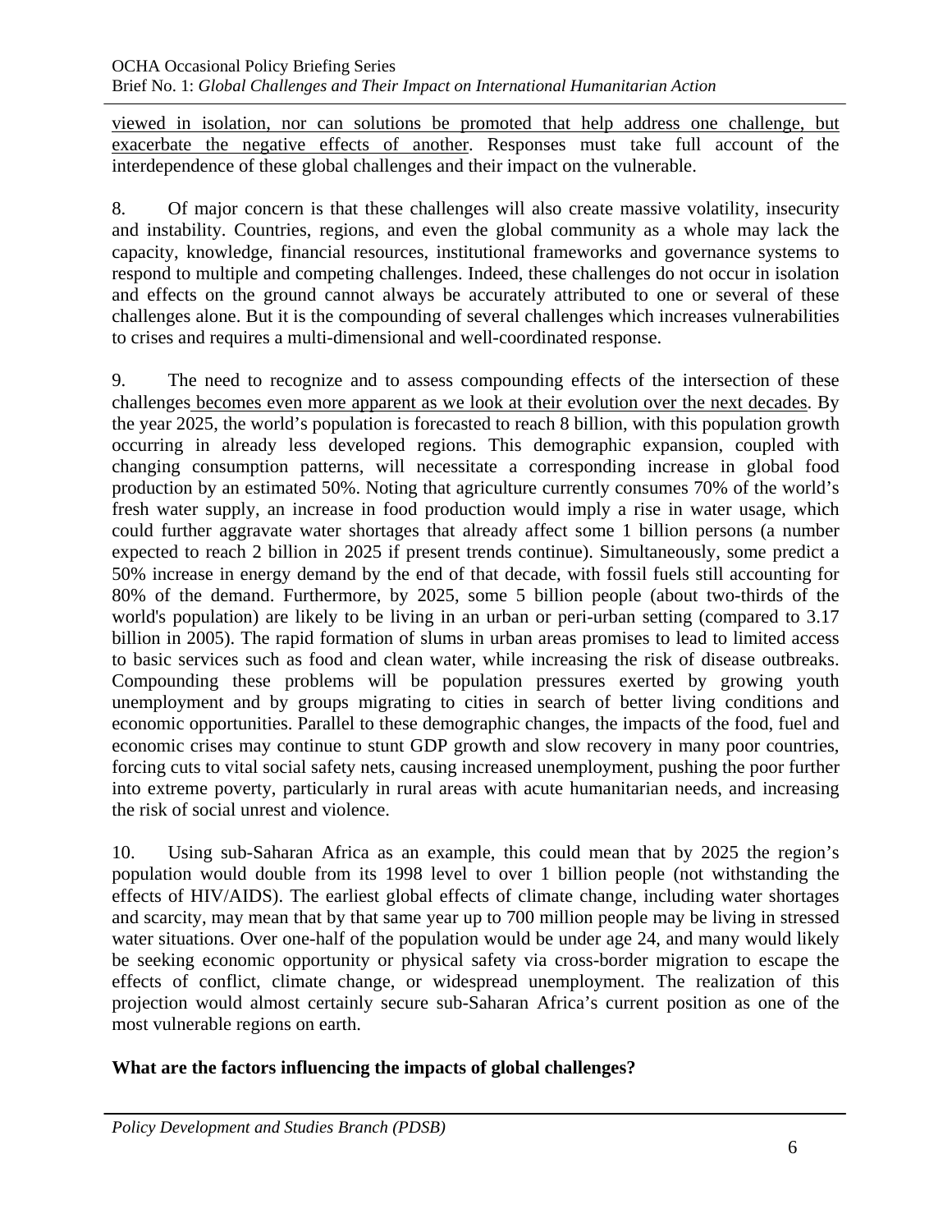viewed in isolation, nor can solutions be promoted that help address one challenge, but exacerbate the negative effects of another. Responses must take full account of the interdependence of these global challenges and their impact on the vulnerable.

8. Of major concern is that these challenges will also create massive volatility, insecurity and instability. Countries, regions, and even the global community as a whole may lack the capacity, knowledge, financial resources, institutional frameworks and governance systems to respond to multiple and competing challenges. Indeed, these challenges do not occur in isolation and effects on the ground cannot always be accurately attributed to one or several of these challenges alone. But it is the compounding of several challenges which increases vulnerabilities to crises and requires a multi-dimensional and well-coordinated response.

9. The need to recognize and to assess compounding effects of the intersection of these challenges becomes even more apparent as we look at their evolution over the next decades. By the year 2025, the world's population is forecasted to reach 8 billion, with this population growth occurring in already less developed regions. This demographic expansion, coupled with changing consumption patterns, will necessitate a corresponding increase in global food production by an estimated 50%. Noting that agriculture currently consumes 70% of the world's fresh water supply, an increase in food production would imply a rise in water usage, which could further aggravate water shortages that already affect some 1 billion persons (a number expected to reach 2 billion in 2025 if present trends continue). Simultaneously, some predict a 50% increase in energy demand by the end of that decade, with fossil fuels still accounting for 80% of the demand. Furthermore, by 2025, some 5 billion people (about two-thirds of the world's population) are likely to be living in an urban or peri-urban setting (compared to 3.17 billion in 2005). The rapid formation of slums in urban areas promises to lead to limited access to basic services such as food and clean water, while increasing the risk of disease outbreaks. Compounding these problems will be population pressures exerted by growing youth unemployment and by groups migrating to cities in search of better living conditions and economic opportunities. Parallel to these demographic changes, the impacts of the food, fuel and economic crises may continue to stunt GDP growth and slow recovery in many poor countries, forcing cuts to vital social safety nets, causing increased unemployment, pushing the poor further into extreme poverty, particularly in rural areas with acute humanitarian needs, and increasing the risk of social unrest and violence.

10. Using sub-Saharan Africa as an example, this could mean that by 2025 the region's population would double from its 1998 level to over 1 billion people (not withstanding the effects of HIV/AIDS). The earliest global effects of climate change, including water shortages and scarcity, may mean that by that same year up to 700 million people may be living in stressed water situations. Over one-half of the population would be under age 24, and many would likely be seeking economic opportunity or physical safety via cross-border migration to escape the effects of conflict, climate change, or widespread unemployment. The realization of this projection would almost certainly secure sub-Saharan Africa's current position as one of the most vulnerable regions on earth.

**What are the factors influencing the impacts of global challenges?**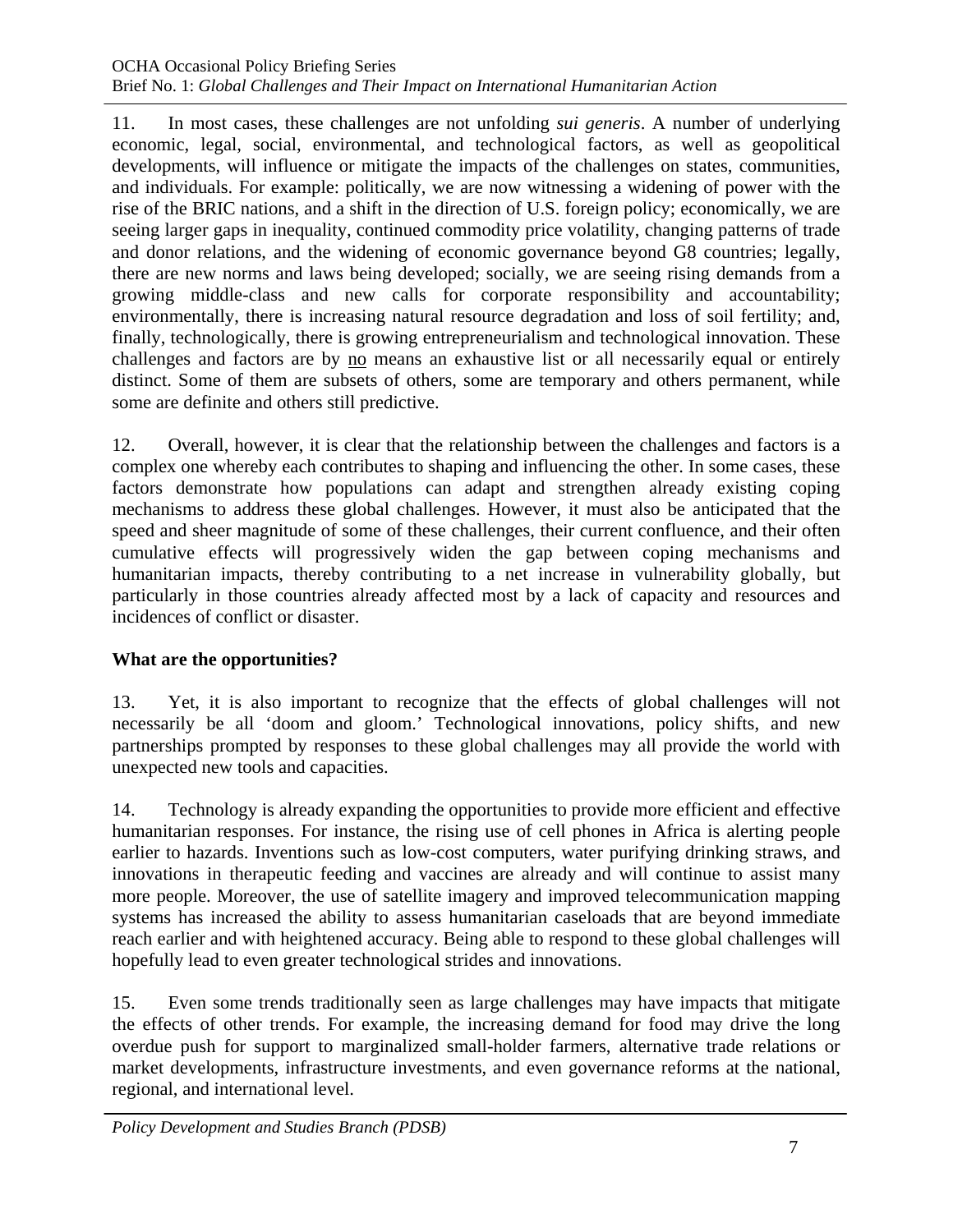11. In most cases, these challenges are not unfolding *sui generis*. A number of underlying economic, legal, social, environmental, and technological factors, as well as geopolitical developments, will influence or mitigate the impacts of the challenges on states, communities, and individuals. For example: politically, we are now witnessing a widening of power with the rise of the BRIC nations, and a shift in the direction of U.S. foreign policy; economically, we are seeing larger gaps in inequality, continued commodity price volatility, changing patterns of trade and donor relations, and the widening of economic governance beyond G8 countries; legally, there are new norms and laws being developed; socially, we are seeing rising demands from a growing middle-class and new calls for corporate responsibility and accountability; environmentally, there is increasing natural resource degradation and loss of soil fertility; and, finally, technologically, there is growing entrepreneurialism and technological innovation. These challenges and factors are by <u>no</u> means an exhaustive list or all necessarily equal or entirely distinct. Some of them are subsets of others, some are temporary and others permanent, while some are definite and others still predictive.

12. Overall, however, it is clear that the relationship between the challenges and factors is a complex one whereby each contributes to shaping and influencing the other. In some cases, these factors demonstrate how populations can adapt and strengthen already existing coping mechanisms to address these global challenges. However, it must also be anticipated that the speed and sheer magnitude of some of these challenges, their current confluence, and their often cumulative effects will progressively widen the gap between coping mechanisms and humanitarian impacts, thereby contributing to a net increase in vulnerability globally, but particularly in those countries already affected most by a lack of capacity and resources and incidences of conflict or disaster.

**What are the opportunities?**

13. Yet, it is also important to recognize that the effects of global challenges will not necessarily be all 'doom and gloom.' Technological innovations, policy shifts, and new partnerships prompted by responses to these global challenges may all provide the world with unexpected new tools and capacities.

14. Technology is already expanding the opportunities to provide more efficient and effective humanitarian responses. For instance, the rising use of cell phones in Africa is alerting people earlier to hazards. Inventions such as low-cost computers, water purifying drinking straws, and innovations in therapeutic feeding and vaccines are already and will continue to assist many more people. Moreover, the use of satellite imagery and improved telecommunication mapping systems has increased the ability to assess humanitarian caseloads that are beyond immediate reach earlier and with heightened accuracy. Being able to respond to these global challenges will hopefully lead to even greater technological strides and innovations.

15. Even some trends traditionally seen as large challenges may have impacts that mitigate the effects of other trends. For example, the increasing demand for food may drive the long overdue push for support to marginalized small-holder farmers, alternative trade relations or market developments, infrastructure investments, and even governance reforms at the national, regional, and international level.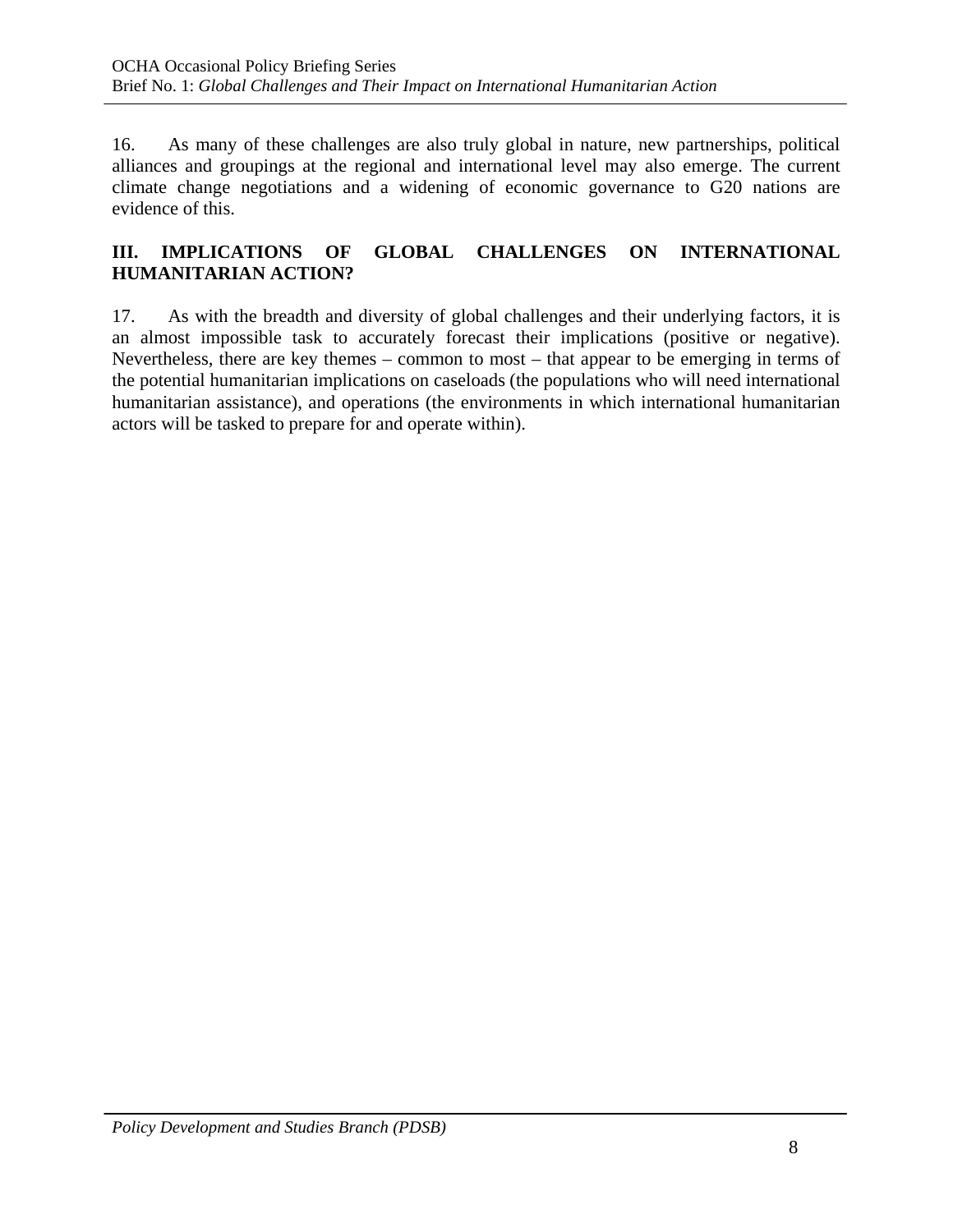16. As many of these challenges are also truly global in nature, new partnerships, political alliances and groupings at the regional and international level may also emerge. The current climate change negotiations and a widening of economic governance to G20 nations are evidence of this.

## III. IMPLICATIONS OF GLOBAL CHALLENGES ON INTERNATIONAL HUMANITARIAN ACTION?

17. As with the breadth and diversity of global challenges and their underlying factors, it is an almost impossible task to accurately forecast their implications (positive or negative). Nevertheless, there are key themes – common to most – that appear to be emerging in terms of the potential humanitarian implications on caseloads (the populations who will need international humanitarian assistance), and operations (the environments in which international humanitarian actors will be tasked to prepare for and operate within).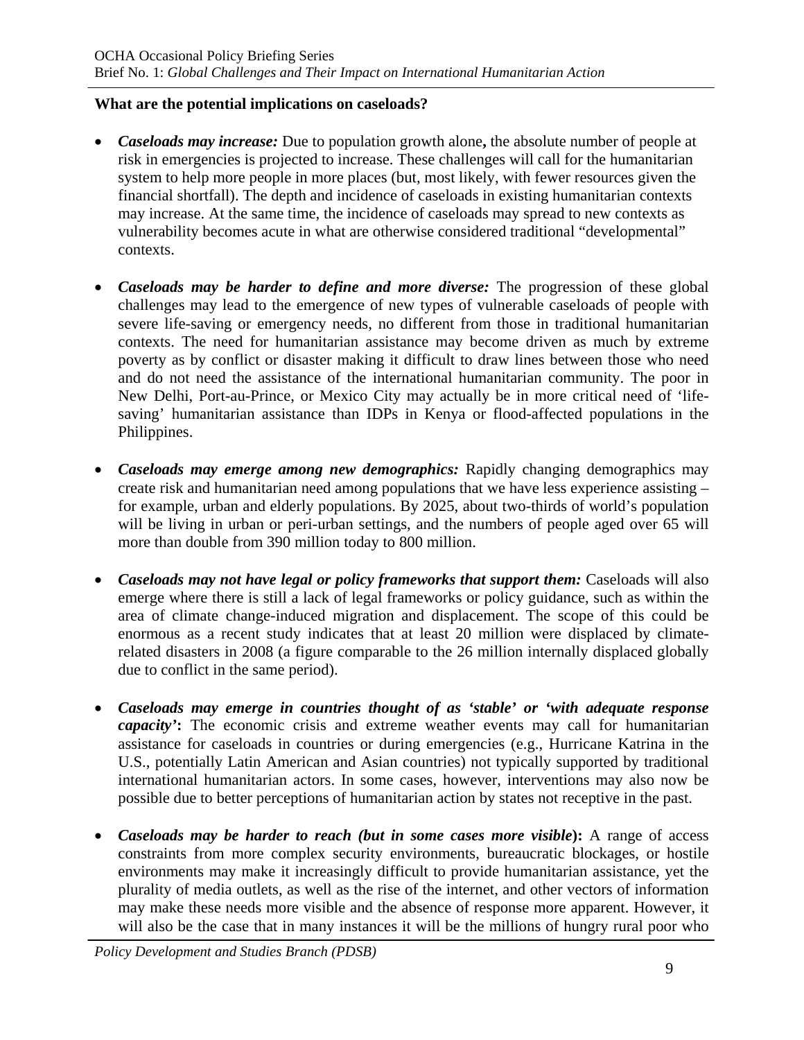**What are the potential implications on caseloads?**

- ***Caseloads may increase:*** Due to population growth alone**,** the absolute number of people at risk in emergencies is projected to increase. These challenges will call for the humanitarian system to help more people in more places (but, most likely, with fewer resources given the financial shortfall). The depth and incidence of caseloads in existing humanitarian contexts may increase. At the same time, the incidence of caseloads may spread to new contexts as vulnerability becomes acute in what are otherwise considered traditional "developmental" contexts.

- ***Caseloads may be harder to define and more diverse:*** The progression of these global challenges may lead to the emergence of new types of vulnerable caseloads of people with severe life-saving or emergency needs, no different from those in traditional humanitarian contexts. The need for humanitarian assistance may become driven as much by extreme poverty as by conflict or disaster making it difficult to draw lines between those who need and do not need the assistance of the international humanitarian community. The poor in New Delhi, Port-au-Prince, or Mexico City may actually be in more critical need of 'life-saving' humanitarian assistance than IDPs in Kenya or flood-affected populations in the Philippines.

- ***Caseloads may emerge among new demographics:*** Rapidly changing demographics may create risk and humanitarian need among populations that we have less experience assisting – for example, urban and elderly populations. By 2025, about two-thirds of world's population will be living in urban or peri-urban settings, and the numbers of people aged over 65 will more than double from 390 million today to 800 million.

- ***Caseloads may not have legal or policy frameworks that support them:*** Caseloads will also emerge where there is still a lack of legal frameworks or policy guidance, such as within the area of climate change-induced migration and displacement. The scope of this could be enormous as a recent study indicates that at least 20 million were displaced by climate-related disasters in 2008 (a figure comparable to the 26 million internally displaced globally due to conflict in the same period).

- ***Caseloads may emerge in countries thought of as 'stable' or 'with adequate response capacity'*****:** The economic crisis and extreme weather events may call for humanitarian assistance for caseloads in countries or during emergencies (e.g., Hurricane Katrina in the U.S., potentially Latin American and Asian countries) not typically supported by traditional international humanitarian actors. In some cases, however, interventions may also now be possible due to better perceptions of humanitarian action by states not receptive in the past.

- ***Caseloads may be harder to reach (but in some cases more visible*****):** A range of access constraints from more complex security environments, bureaucratic blockages, or hostile environments may make it increasingly difficult to provide humanitarian assistance, yet the plurality of media outlets, as well as the rise of the internet, and other vectors of information may make these needs more visible and the absence of response more apparent. However, it will also be the case that in many instances it will be the millions of hungry rural poor who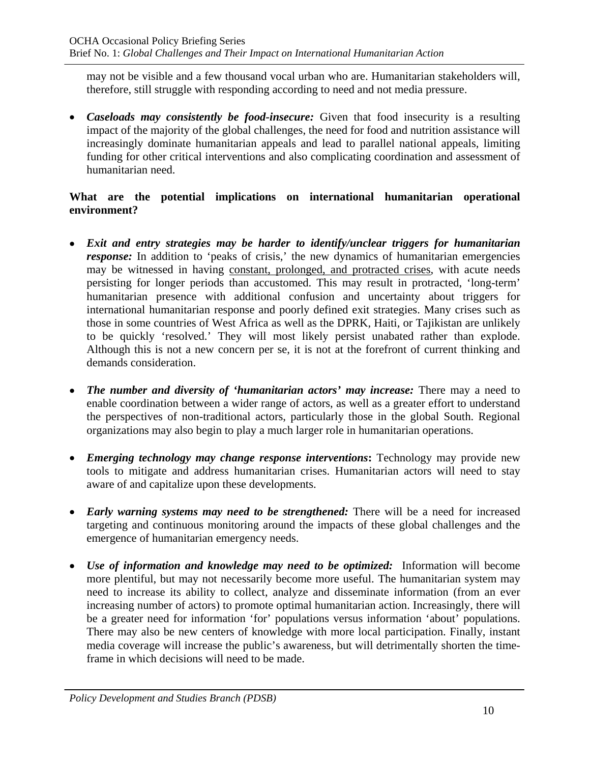may not be visible and a few thousand vocal urban who are. Humanitarian stakeholders will, therefore, still struggle with responding according to need and not media pressure.

- ***Caseloads may consistently be food-insecure:*** Given that food insecurity is a resulting impact of the majority of the global challenges, the need for food and nutrition assistance will increasingly dominate humanitarian appeals and lead to parallel national appeals, limiting funding for other critical interventions and also complicating coordination and assessment of humanitarian need.

**What are the potential implications on international humanitarian operational environment?**

- ***Exit and entry strategies may be harder to identify/unclear triggers for humanitarian response:*** In addition to 'peaks of crisis,' the new dynamics of humanitarian emergencies may be witnessed in having <u>constant, prolonged, and protracted crises</u>, with acute needs persisting for longer periods than accustomed. This may result in protracted, 'long-term' humanitarian presence with additional confusion and uncertainty about triggers for international humanitarian response and poorly defined exit strategies. Many crises such as those in some countries of West Africa as well as the DPRK, Haiti, or Tajikistan are unlikely to be quickly 'resolved.' They will most likely persist unabated rather than explode. Although this is not a new concern per se, it is not at the forefront of current thinking and demands consideration.

- ***The number and diversity of 'humanitarian actors' may increase:*** There may a need to enable coordination between a wider range of actors, as well as a greater effort to understand the perspectives of non-traditional actors, particularly those in the global South. Regional organizations may also begin to play a much larger role in humanitarian operations.

- ***Emerging technology may change response interventions*:** Technology may provide new tools to mitigate and address humanitarian crises. Humanitarian actors will need to stay aware of and capitalize upon these developments.

- ***Early warning systems may need to be strengthened:*** There will be a need for increased targeting and continuous monitoring around the impacts of these global challenges and the emergence of humanitarian emergency needs.

- ***Use of information and knowledge may need to be optimized:*** Information will become more plentiful, but may not necessarily become more useful. The humanitarian system may need to increase its ability to collect, analyze and disseminate information (from an ever increasing number of actors) to promote optimal humanitarian action. Increasingly, there will be a greater need for information 'for' populations versus information 'about' populations. There may also be new centers of knowledge with more local participation. Finally, instant media coverage will increase the public's awareness, but will detrimentally shorten the time-frame in which decisions will need to be made.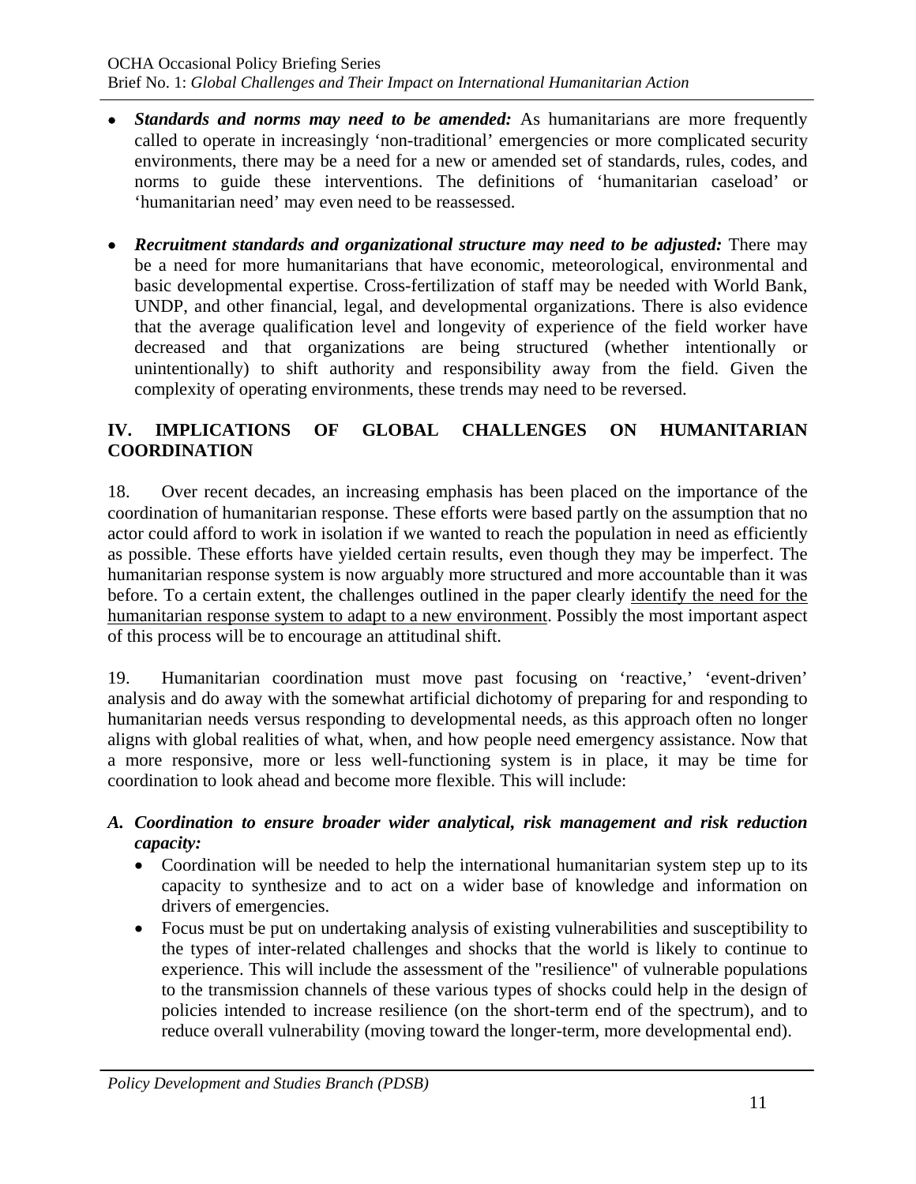- ***Standards and norms may need to be amended:*** As humanitarians are more frequently called to operate in increasingly 'non-traditional' emergencies or more complicated security environments, there may be a need for a new or amended set of standards, rules, codes, and norms to guide these interventions. The definitions of 'humanitarian caseload' or 'humanitarian need' may even need to be reassessed.

- ***Recruitment standards and organizational structure may need to be adjusted:*** There may be a need for more humanitarians that have economic, meteorological, environmental and basic developmental expertise. Cross-fertilization of staff may be needed with World Bank, UNDP, and other financial, legal, and developmental organizations. There is also evidence that the average qualification level and longevity of experience of the field worker have decreased and that organizations are being structured (whether intentionally or unintentionally) to shift authority and responsibility away from the field. Given the complexity of operating environments, these trends may need to be reversed.

## IV. IMPLICATIONS OF GLOBAL CHALLENGES ON HUMANITARIAN COORDINATION

18. Over recent decades, an increasing emphasis has been placed on the importance of the coordination of humanitarian response. These efforts were based partly on the assumption that no actor could afford to work in isolation if we wanted to reach the population in need as efficiently as possible. These efforts have yielded certain results, even though they may be imperfect. The humanitarian response system is now arguably more structured and more accountable than it was before. To a certain extent, the challenges outlined in the paper clearly <u>identify the need for the humanitarian response system to adapt to a new environment</u>. Possibly the most important aspect of this process will be to encourage an attitudinal shift.

19. Humanitarian coordination must move past focusing on 'reactive,' 'event-driven' analysis and do away with the somewhat artificial dichotomy of preparing for and responding to humanitarian needs versus responding to developmental needs, as this approach often no longer aligns with global realities of what, when, and how people need emergency assistance. Now that a more responsive, more or less well-functioning system is in place, it may be time for coordination to look ahead and become more flexible. This will include:

### *A. Coordination to ensure broader wider analytical, risk management and risk reduction capacity:*

- Coordination will be needed to help the international humanitarian system step up to its capacity to synthesize and to act on a wider base of knowledge and information on drivers of emergencies.
- Focus must be put on undertaking analysis of existing vulnerabilities and susceptibility to the types of inter-related challenges and shocks that the world is likely to continue to experience. This will include the assessment of the "resilience" of vulnerable populations to the transmission channels of these various types of shocks could help in the design of policies intended to increase resilience (on the short-term end of the spectrum), and to reduce overall vulnerability (moving toward the longer-term, more developmental end).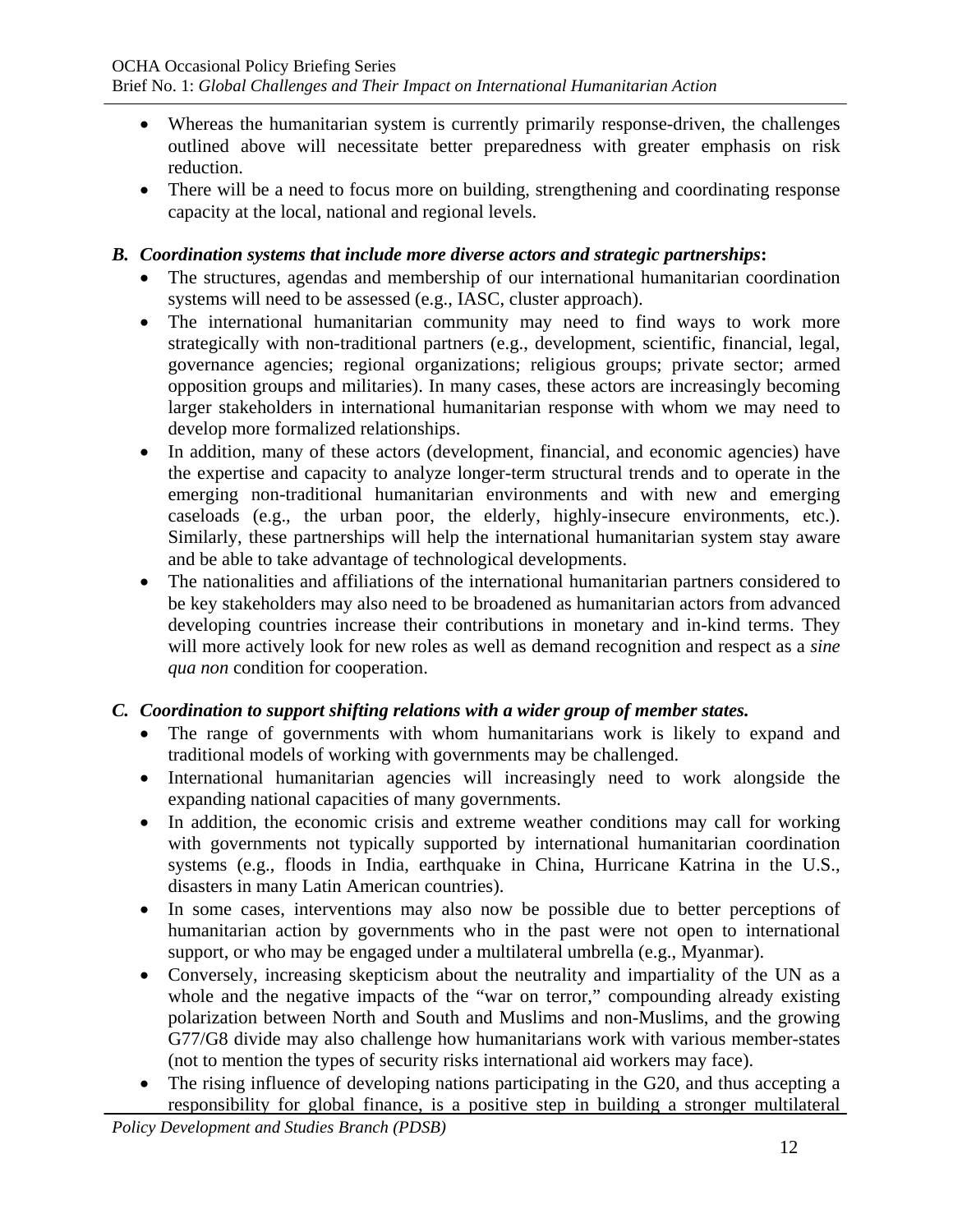- Whereas the humanitarian system is currently primarily response-driven, the challenges outlined above will necessitate better preparedness with greater emphasis on risk reduction.
- There will be a need to focus more on building, strengthening and coordinating response capacity at the local, national and regional levels.

### *B. Coordination systems that include more diverse actors and strategic partnerships*:

- The structures, agendas and membership of our international humanitarian coordination systems will need to be assessed (e.g., IASC, cluster approach).
- The international humanitarian community may need to find ways to work more strategically with non-traditional partners (e.g., development, scientific, financial, legal, governance agencies; regional organizations; religious groups; private sector; armed opposition groups and militaries). In many cases, these actors are increasingly becoming larger stakeholders in international humanitarian response with whom we may need to develop more formalized relationships.
- In addition, many of these actors (development, financial, and economic agencies) have the expertise and capacity to analyze longer-term structural trends and to operate in the emerging non-traditional humanitarian environments and with new and emerging caseloads (e.g., the urban poor, the elderly, highly-insecure environments, etc.). Similarly, these partnerships will help the international humanitarian system stay aware and be able to take advantage of technological developments.
- The nationalities and affiliations of the international humanitarian partners considered to be key stakeholders may also need to be broadened as humanitarian actors from advanced developing countries increase their contributions in monetary and in-kind terms. They will more actively look for new roles as well as demand recognition and respect as a *sine qua non* condition for cooperation.

### *C. Coordination to support shifting relations with a wider group of member states.*

- The range of governments with whom humanitarians work is likely to expand and traditional models of working with governments may be challenged.
- International humanitarian agencies will increasingly need to work alongside the expanding national capacities of many governments.
- In addition, the economic crisis and extreme weather conditions may call for working with governments not typically supported by international humanitarian coordination systems (e.g., floods in India, earthquake in China, Hurricane Katrina in the U.S., disasters in many Latin American countries).
- In some cases, interventions may also now be possible due to better perceptions of humanitarian action by governments who in the past were not open to international support, or who may be engaged under a multilateral umbrella (e.g., Myanmar).
- Conversely, increasing skepticism about the neutrality and impartiality of the UN as a whole and the negative impacts of the "war on terror," compounding already existing polarization between North and South and Muslims and non-Muslims, and the growing G77/G8 divide may also challenge how humanitarians work with various member-states (not to mention the types of security risks international aid workers may face).
- The rising influence of developing nations participating in the G20, and thus accepting a responsibility for global finance, is a positive step in building a stronger multilateral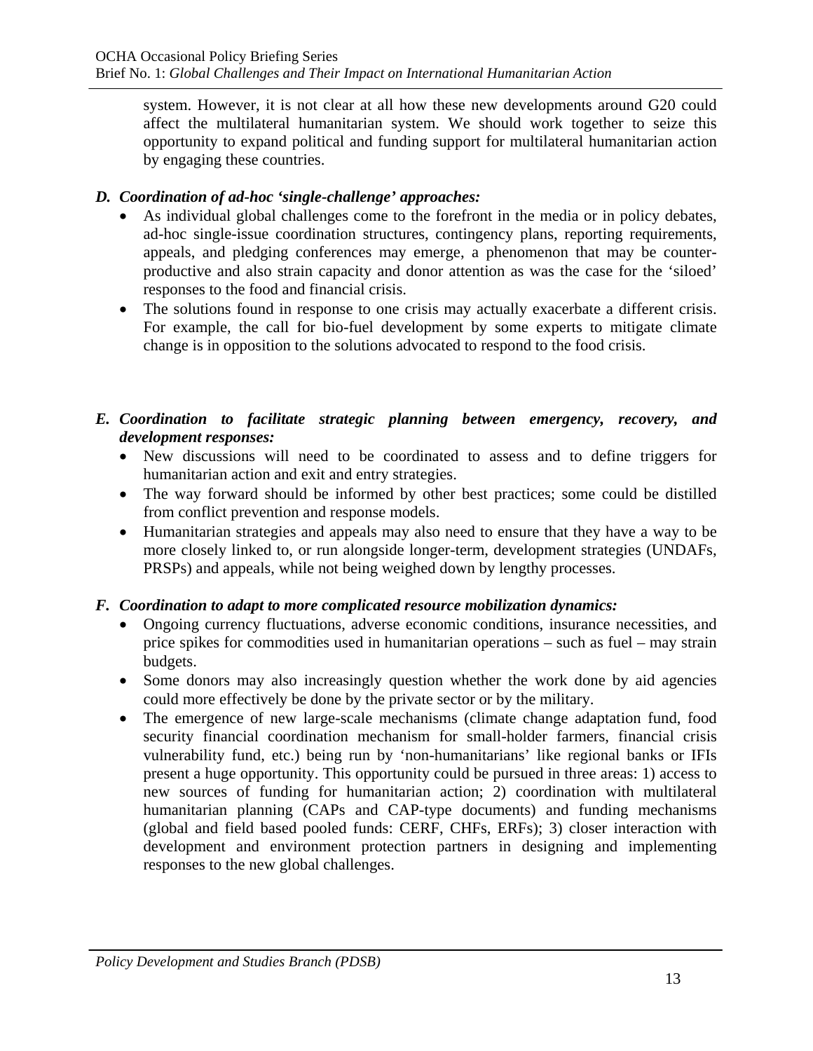system. However, it is not clear at all how these new developments around G20 could affect the multilateral humanitarian system. We should work together to seize this opportunity to expand political and funding support for multilateral humanitarian action by engaging these countries.

***D. Coordination of ad-hoc 'single-challenge' approaches:***

- As individual global challenges come to the forefront in the media or in policy debates, ad-hoc single-issue coordination structures, contingency plans, reporting requirements, appeals, and pledging conferences may emerge, a phenomenon that may be counter-productive and also strain capacity and donor attention as was the case for the 'siloed' responses to the food and financial crisis.
- The solutions found in response to one crisis may actually exacerbate a different crisis. For example, the call for bio-fuel development by some experts to mitigate climate change is in opposition to the solutions advocated to respond to the food crisis.

***E. Coordination to facilitate strategic planning between emergency, recovery, and development responses:***

- New discussions will need to be coordinated to assess and to define triggers for humanitarian action and exit and entry strategies.
- The way forward should be informed by other best practices; some could be distilled from conflict prevention and response models.
- Humanitarian strategies and appeals may also need to ensure that they have a way to be more closely linked to, or run alongside longer-term, development strategies (UNDAFs, PRSPs) and appeals, while not being weighed down by lengthy processes.

***F. Coordination to adapt to more complicated resource mobilization dynamics:***

- Ongoing currency fluctuations, adverse economic conditions, insurance necessities, and price spikes for commodities used in humanitarian operations – such as fuel – may strain budgets.
- Some donors may also increasingly question whether the work done by aid agencies could more effectively be done by the private sector or by the military.
- The emergence of new large-scale mechanisms (climate change adaptation fund, food security financial coordination mechanism for small-holder farmers, financial crisis vulnerability fund, etc.) being run by 'non-humanitarians' like regional banks or IFIs present a huge opportunity. This opportunity could be pursued in three areas: 1) access to new sources of funding for humanitarian action; 2) coordination with multilateral humanitarian planning (CAPs and CAP-type documents) and funding mechanisms (global and field based pooled funds: CERF, CHFs, ERFs); 3) closer interaction with development and environment protection partners in designing and implementing responses to the new global challenges.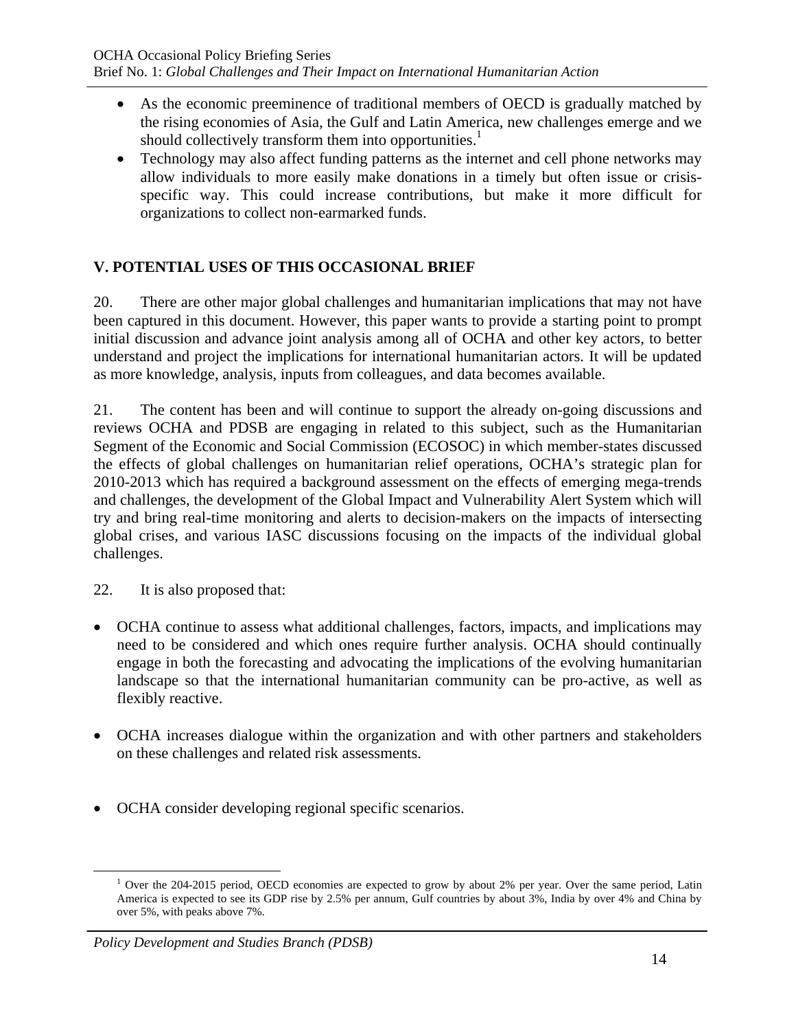- As the economic preeminence of traditional members of OECD is gradually matched by the rising economies of Asia, the Gulf and Latin America, new challenges emerge and we should collectively transform them into opportunities.[1]
- Technology may also affect funding patterns as the internet and cell phone networks may allow individuals to more easily make donations in a timely but often issue or crisis-specific way. This could increase contributions, but make it more difficult for organizations to collect non-earmarked funds.

## V. POTENTIAL USES OF THIS OCCASIONAL BRIEF

20. There are other major global challenges and humanitarian implications that may not have been captured in this document. However, this paper wants to provide a starting point to prompt initial discussion and advance joint analysis among all of OCHA and other key actors, to better understand and project the implications for international humanitarian actors. It will be updated as more knowledge, analysis, inputs from colleagues, and data becomes available.

21. The content has been and will continue to support the already on-going discussions and reviews OCHA and PDSB are engaging in related to this subject, such as the Humanitarian Segment of the Economic and Social Commission (ECOSOC) in which member-states discussed the effects of global challenges on humanitarian relief operations, OCHA's strategic plan for 2010-2013 which has required a background assessment on the effects of emerging mega-trends and challenges, the development of the Global Impact and Vulnerability Alert System which will try and bring real-time monitoring and alerts to decision-makers on the impacts of intersecting global crises, and various IASC discussions focusing on the impacts of the individual global challenges.

22. It is also proposed that:

- OCHA continue to assess what additional challenges, factors, impacts, and implications may need to be considered and which ones require further analysis. OCHA should continually engage in both the forecasting and advocating the implications of the evolving humanitarian landscape so that the international humanitarian community can be pro-active, as well as flexibly reactive.

- OCHA increases dialogue within the organization and with other partners and stakeholders on these challenges and related risk assessments.

- OCHA consider developing regional specific scenarios.

[1] Over the 204-2015 period, OECD economies are expected to grow by about 2% per year. Over the same period, Latin America is expected to see its GDP rise by 2.5% per annum, Gulf countries by about 3%, India by over 4% and China by over 5%, with peaks above 7%.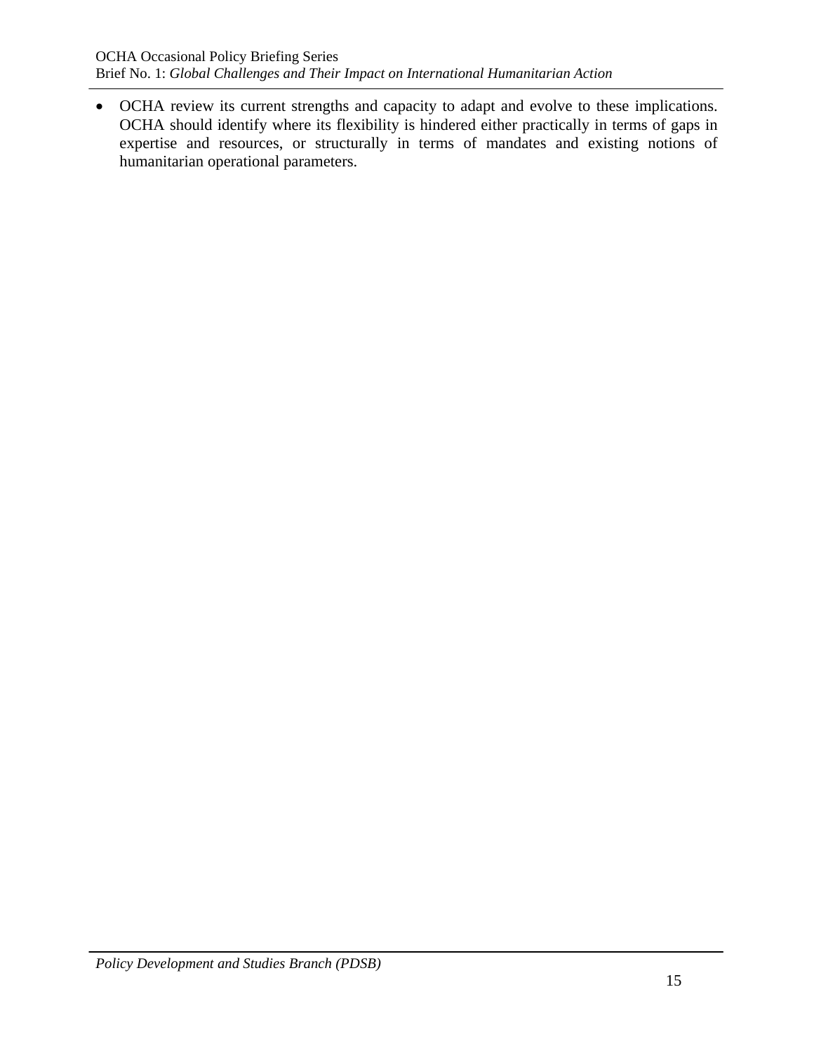- OCHA review its current strengths and capacity to adapt and evolve to these implications. OCHA should identify where its flexibility is hindered either practically in terms of gaps in expertise and resources, or structurally in terms of mandates and existing notions of humanitarian operational parameters.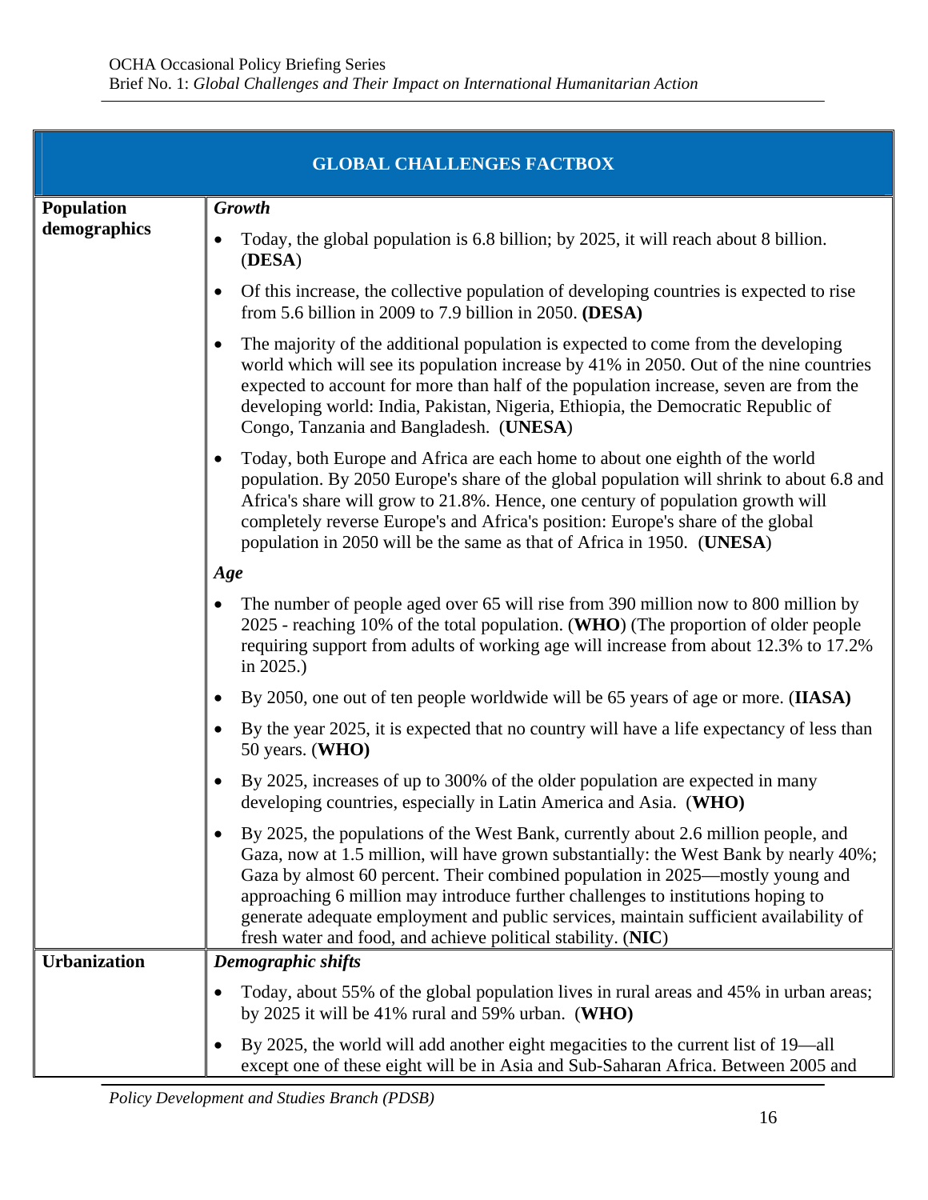| GLOBAL CHALLENGES FACTBOX | |
|---|---|
| **Population demographics** | ***Growth***<br>• Today, the global population is 6.8 billion; by 2025, it will reach about 8 billion. (**DESA**)<br>• Of this increase, the collective population of developing countries is expected to rise from 5.6 billion in 2009 to 7.9 billion in 2050. **(DESA)**<br>• The majority of the additional population is expected to come from the developing world which will see its population increase by 41% in 2050. Out of the nine countries expected to account for more than half of the population increase, seven are from the developing world: India, Pakistan, Nigeria, Ethiopia, the Democratic Republic of Congo, Tanzania and Bangladesh. (**UNESA**)<br>• Today, both Europe and Africa are each home to about one eighth of the world population. By 2050 Europe's share of the global population will shrink to about 6.8 and Africa's share will grow to 21.8%. Hence, one century of population growth will completely reverse Europe's and Africa's position: Europe's share of the global population in 2050 will be the same as that of Africa in 1950. (**UNESA**)<br>***Age***<br>• The number of people aged over 65 will rise from 390 million now to 800 million by 2025 - reaching 10% of the total population. (**WHO**) (The proportion of older people requiring support from adults of working age will increase from about 12.3% to 17.2% in 2025.)<br>• By 2050, one out of ten people worldwide will be 65 years of age or more. (**IIASA)**<br>• By the year 2025, it is expected that no country will have a life expectancy of less than 50 years. (**WHO)**<br>• By 2025, increases of up to 300% of the older population are expected in many developing countries, especially in Latin America and Asia. (**WHO)**<br>• By 2025, the populations of the West Bank, currently about 2.6 million people, and Gaza, now at 1.5 million, will have grown substantially: the West Bank by nearly 40%; Gaza by almost 60 percent. Their combined population in 2025—mostly young and approaching 6 million may introduce further challenges to institutions hoping to generate adequate employment and public services, maintain sufficient availability of fresh water and food, and achieve political stability. (**NIC**) |
| **Urbanization** | ***Demographic shifts***<br>• Today, about 55% of the global population lives in rural areas and 45% in urban areas; by 2025 it will be 41% rural and 59% urban. (**WHO)**<br>• By 2025, the world will add another eight megacities to the current list of 19—all except one of these eight will be in Asia and Sub-Saharan Africa. Between 2005 and |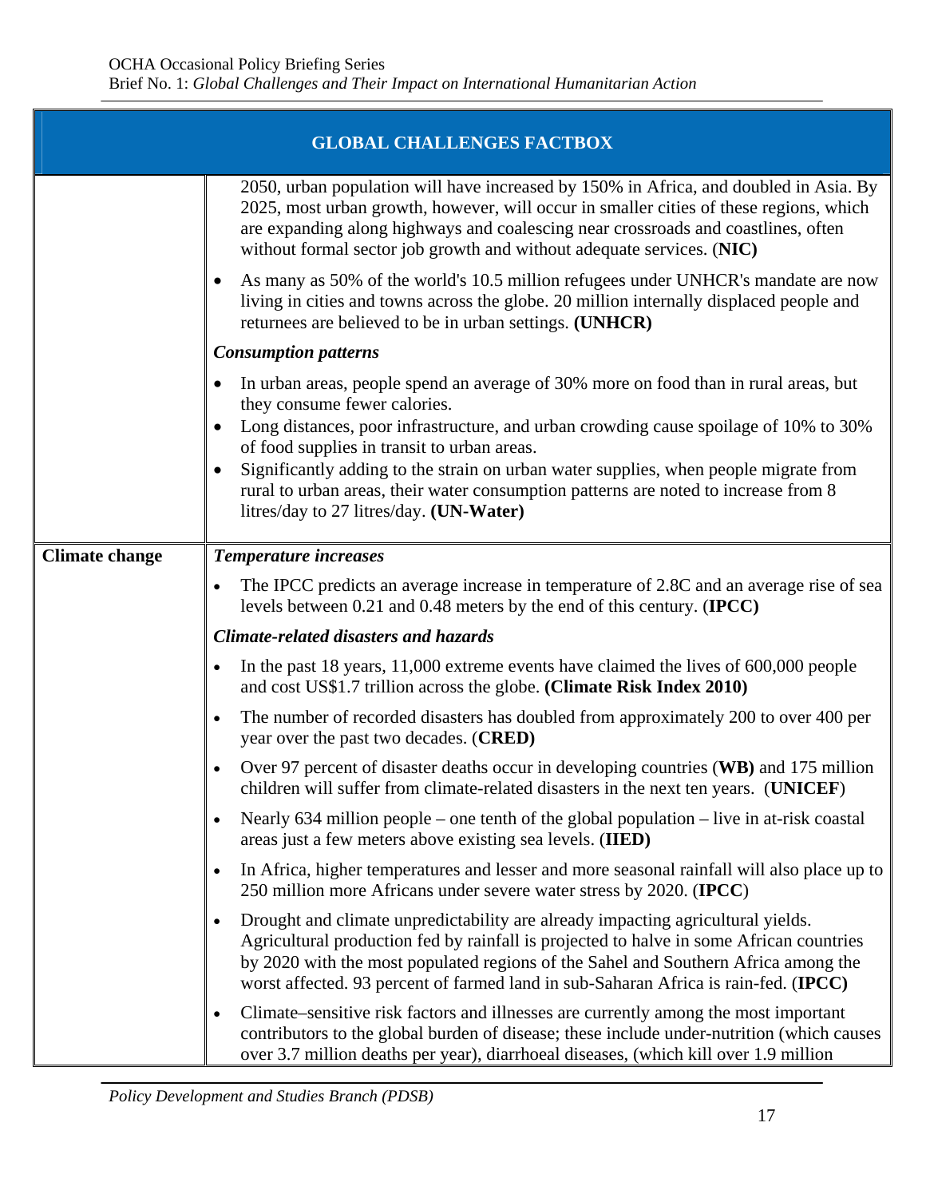| GLOBAL CHALLENGES FACTBOX | |
|---|---|
| | 2050, urban population will have increased by 150% in Africa, and doubled in Asia. By 2025, most urban growth, however, will occur in smaller cities of these regions, which are expanding along highways and coalescing near crossroads and coastlines, often without formal sector job growth and without adequate services. (**NIC)**<br><br>• As many as 50% of the world's 10.5 million refugees under UNHCR's mandate are now living in cities and towns across the globe. 20 million internally displaced people and returnees are believed to be in urban settings. **(UNHCR)**<br><br>***Consumption patterns***<br><br>• In urban areas, people spend an average of 30% more on food than in rural areas, but they consume fewer calories.<br>• Long distances, poor infrastructure, and urban crowding cause spoilage of 10% to 30% of food supplies in transit to urban areas.<br>• Significantly adding to the strain on urban water supplies, when people migrate from rural to urban areas, their water consumption patterns are noted to increase from 8 litres/day to 27 litres/day. **(UN-Water)** |
| **Climate change** | ***Temperature increases***<br><br>• The IPCC predicts an average increase in temperature of 2.8C and an average rise of sea levels between 0.21 and 0.48 meters by the end of this century. (**IPCC)**<br><br>***Climate-related disasters and hazards***<br><br>• In the past 18 years, 11,000 extreme events have claimed the lives of 600,000 people and cost US$1.7 trillion across the globe. **(Climate Risk Index 2010)**<br><br>• The number of recorded disasters has doubled from approximately 200 to over 400 per year over the past two decades. (**CRED)**<br><br>• Over 97 percent of disaster deaths occur in developing countries (**WB)** and 175 million children will suffer from climate-related disasters in the next ten years. (**UNICEF**)<br><br>• Nearly 634 million people – one tenth of the global population – live in at-risk coastal areas just a few meters above existing sea levels. (**IIED)**<br><br>• In Africa, higher temperatures and lesser and more seasonal rainfall will also place up to 250 million more Africans under severe water stress by 2020. (**IPCC**)<br><br>• Drought and climate unpredictability are already impacting agricultural yields. Agricultural production fed by rainfall is projected to halve in some African countries by 2020 with the most populated regions of the Sahel and Southern Africa among the worst affected. 93 percent of farmed land in sub-Saharan Africa is rain-fed. (**IPCC)**<br><br>• Climate–sensitive risk factors and illnesses are currently among the most important contributors to the global burden of disease; these include under-nutrition (which causes over 3.7 million deaths per year), diarrhoeal diseases, (which kill over 1.9 million |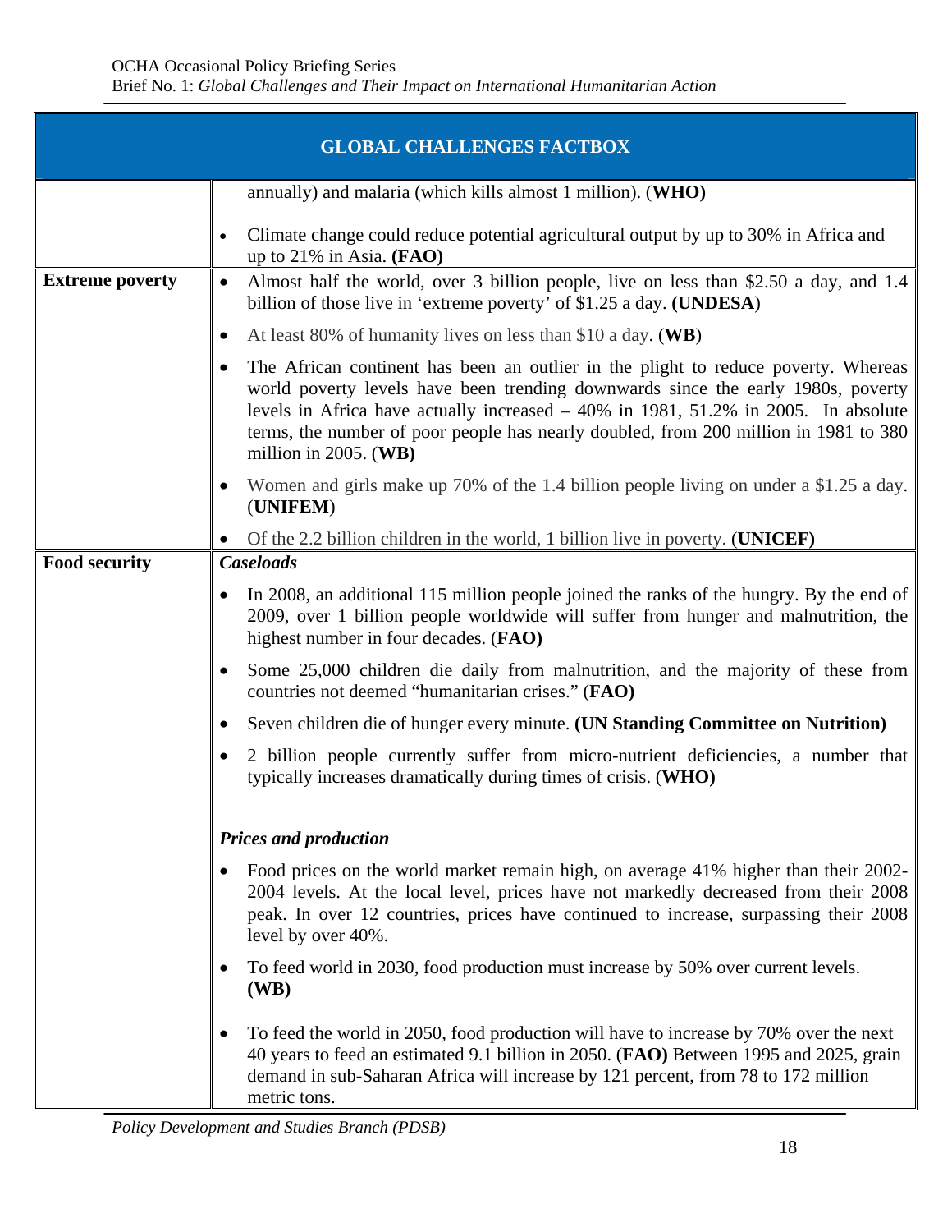| GLOBAL CHALLENGES FACTBOX | |
|---|---|
| | annually) and malaria (which kills almost 1 million). (**WHO)**<br><br>• Climate change could reduce potential agricultural output by up to 30% in Africa and up to 21% in Asia. **(FAO)** |
| **Extreme poverty** | • Almost half the world, over 3 billion people, live on less than $2.50 a day, and 1.4 billion of those live in 'extreme poverty' of $1.25 a day. **(UNDESA**)<br><br>• At least 80% of humanity lives on less than $10 a day. (**WB**)<br><br>• The African continent has been an outlier in the plight to reduce poverty. Whereas world poverty levels have been trending downwards since the early 1980s, poverty levels in Africa have actually increased – 40% in 1981, 51.2% in 2005. In absolute terms, the number of poor people has nearly doubled, from 200 million in 1981 to 380 million in 2005. (**WB)**<br><br>• Women and girls make up 70% of the 1.4 billion people living on under a $1.25 a day. (**UNIFEM**)<br><br>• Of the 2.2 billion children in the world, 1 billion live in poverty. **(UNICEF)** |
| **Food security** | ***Caseloads***<br><br>• In 2008, an additional 115 million people joined the ranks of the hungry. By the end of 2009, over 1 billion people worldwide will suffer from hunger and malnutrition, the highest number in four decades. (**FAO)**<br><br>• Some 25,000 children die daily from malnutrition, and the majority of these from countries not deemed "humanitarian crises." (**FAO)**<br><br>• Seven children die of hunger every minute. **(UN Standing Committee on Nutrition)**<br><br>• 2 billion people currently suffer from micro-nutrient deficiencies, a number that typically increases dramatically during times of crisis. (**WHO)**<br><br>***Prices and production***<br><br>• Food prices on the world market remain high, on average 41% higher than their 2002-2004 levels. At the local level, prices have not markedly decreased from their 2008 peak. In over 12 countries, prices have continued to increase, surpassing their 2008 level by over 40%.<br><br>• To feed world in 2030, food production must increase by 50% over current levels. **(WB)**<br><br>• To feed the world in 2050, food production will have to increase by 70% over the next 40 years to feed an estimated 9.1 billion in 2050. (**FAO)** Between 1995 and 2025, grain demand in sub-Saharan Africa will increase by 121 percent, from 78 to 172 million metric tons. |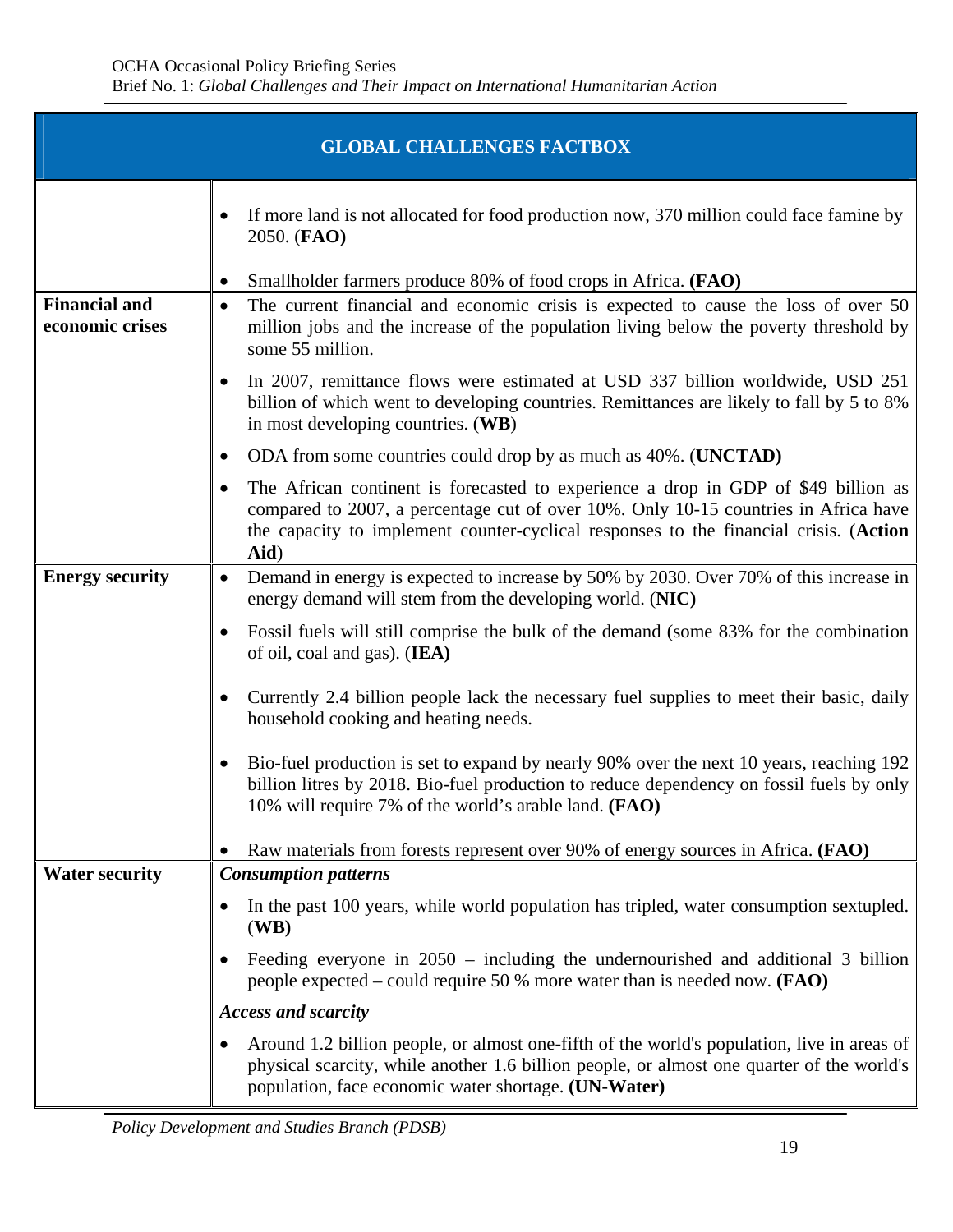| GLOBAL CHALLENGES FACTBOX | |
|---|---|
| | • If more land is not allocated for food production now, 370 million could face famine by 2050. (**FAO)**<br><br>• Smallholder farmers produce 80% of food crops in Africa. **(FAO)** |
| **Financial and economic crises** | • The current financial and economic crisis is expected to cause the loss of over 50 million jobs and the increase of the population living below the poverty threshold by some 55 million.<br><br>• In 2007, remittance flows were estimated at USD 337 billion worldwide, USD 251 billion of which went to developing countries. Remittances are likely to fall by 5 to 8% in most developing countries. (**WB**)<br><br>• ODA from some countries could drop by as much as 40%. (**UNCTAD)**<br><br>• The African continent is forecasted to experience a drop in GDP of $49 billion as compared to 2007, a percentage cut of over 10%. Only 10-15 countries in Africa have the capacity to implement counter-cyclical responses to the financial crisis. (**Action Aid**) |
| **Energy security** | • Demand in energy is expected to increase by 50% by 2030. Over 70% of this increase in energy demand will stem from the developing world. (**NIC)**<br><br>• Fossil fuels will still comprise the bulk of the demand (some 83% for the combination of oil, coal and gas). (**IEA)**<br><br>• Currently 2.4 billion people lack the necessary fuel supplies to meet their basic, daily household cooking and heating needs.<br><br>• Bio-fuel production is set to expand by nearly 90% over the next 10 years, reaching 192 billion litres by 2018. Bio-fuel production to reduce dependency on fossil fuels by only 10% will require 7% of the world's arable land. **(FAO)**<br><br>• Raw materials from forests represent over 90% of energy sources in Africa. **(FAO)** |
| **Water security** | ***Consumption patterns***<br><br>• In the past 100 years, while world population has tripled, water consumption sextupled. (**WB)**<br><br>• Feeding everyone in 2050 – including the undernourished and additional 3 billion people expected – could require 50 % more water than is needed now. **(FAO)**<br><br>***Access and scarcity***<br><br>• Around 1.2 billion people, or almost one-fifth of the world's population, live in areas of physical scarcity, while another 1.6 billion people, or almost one quarter of the world's population, face economic water shortage. **(UN-Water)** |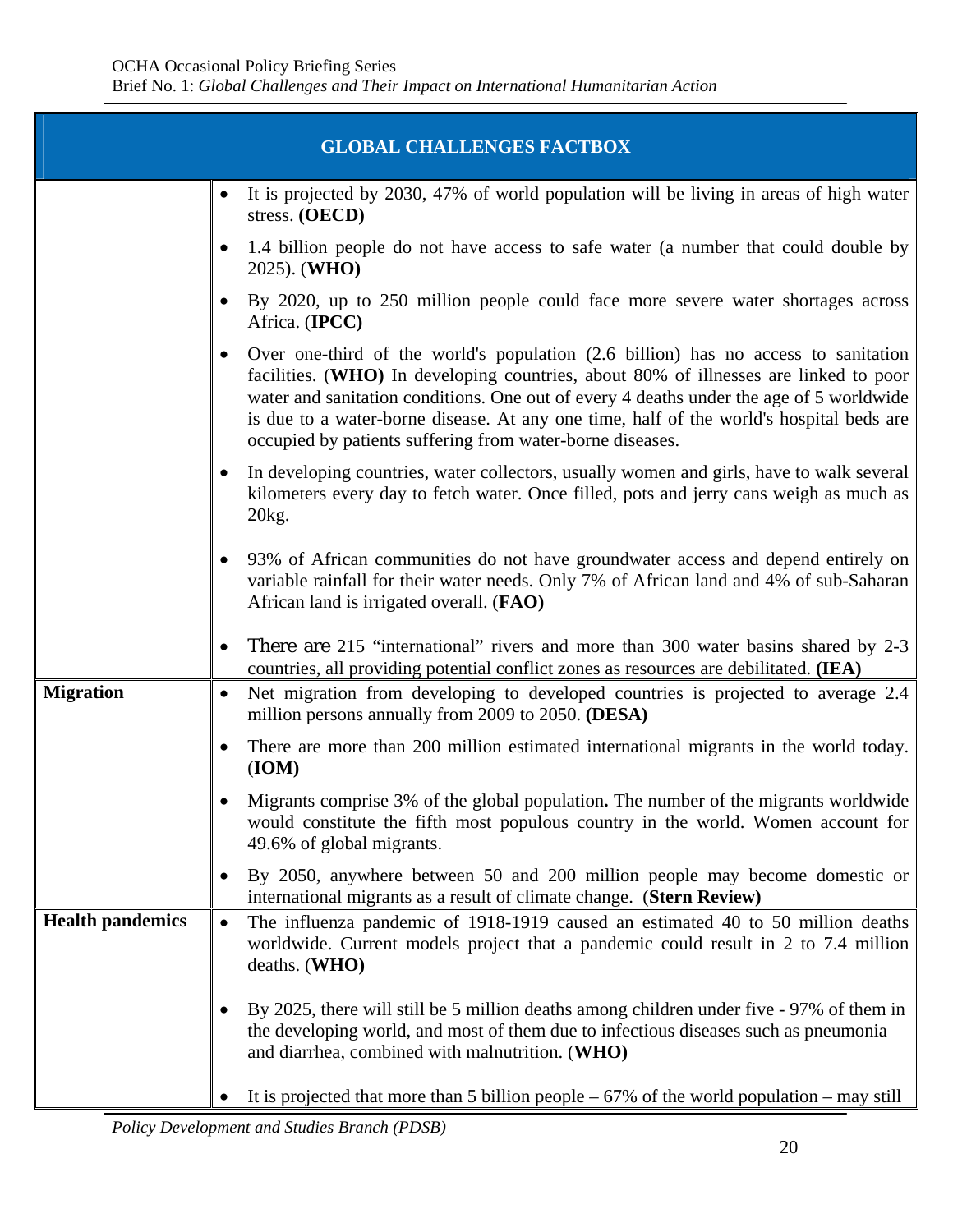| GLOBAL CHALLENGES FACTBOX | |
|---|---|
| | • It is projected by 2030, 47% of world population will be living in areas of high water stress. **(OECD)**<br>• 1.4 billion people do not have access to safe water (a number that could double by 2025). (**WHO**)<br>• By 2020, up to 250 million people could face more severe water shortages across Africa. (**IPCC**)<br>• Over one-third of the world's population (2.6 billion) has no access to sanitation facilities. (**WHO**) In developing countries, about 80% of illnesses are linked to poor water and sanitation conditions. One out of every 4 deaths under the age of 5 worldwide is due to a water-borne disease. At any one time, half of the world's hospital beds are occupied by patients suffering from water-borne diseases.<br>• In developing countries, water collectors, usually women and girls, have to walk several kilometers every day to fetch water. Once filled, pots and jerry cans weigh as much as 20kg.<br>• 93% of African communities do not have groundwater access and depend entirely on variable rainfall for their water needs. Only 7% of African land and 4% of sub-Saharan African land is irrigated overall. (**FAO**)<br>• There are 215 "international" rivers and more than 300 water basins shared by 2-3 countries, all providing potential conflict zones as resources are debilitated. **(IEA)** |
| **Migration** | • Net migration from developing to developed countries is projected to average 2.4 million persons annually from 2009 to 2050. **(DESA)**<br>• There are more than 200 million estimated international migrants in the world today. (**IOM**)<br>• Migrants comprise 3% of the global population**.** The number of the migrants worldwide would constitute the fifth most populous country in the world. Women account for 49.6% of global migrants.<br>• By 2050, anywhere between 50 and 200 million people may become domestic or international migrants as a result of climate change. (**Stern Review)** |
| **Health pandemics** | • The influenza pandemic of 1918-1919 caused an estimated 40 to 50 million deaths worldwide. Current models project that a pandemic could result in 2 to 7.4 million deaths. (**WHO**)<br>• By 2025, there will still be 5 million deaths among children under five - 97% of them in the developing world, and most of them due to infectious diseases such as pneumonia and diarrhea, combined with malnutrition. (**WHO**)<br>• It is projected that more than 5 billion people – 67% of the world population – may still |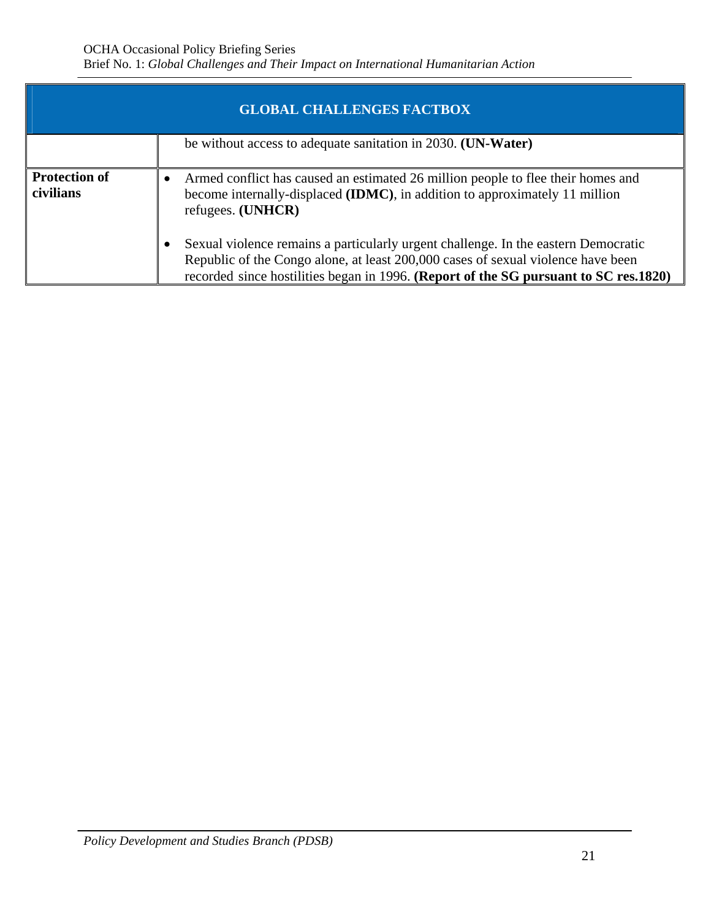| GLOBAL CHALLENGES FACTBOX | |
|---|---|
| | be without access to adequate sanitation in 2030. **(UN-Water)** |
| **Protection of civilians** | • Armed conflict has caused an estimated 26 million people to flee their homes and become internally-displaced **(IDMC)**, in addition to approximately 11 million refugees. **(UNHCR)**<br><br>• Sexual violence remains a particularly urgent challenge. In the eastern Democratic Republic of the Congo alone, at least 200,000 cases of sexual violence have been recorded since hostilities began in 1996. **(Report of the SG pursuant to SC res.1820)** |